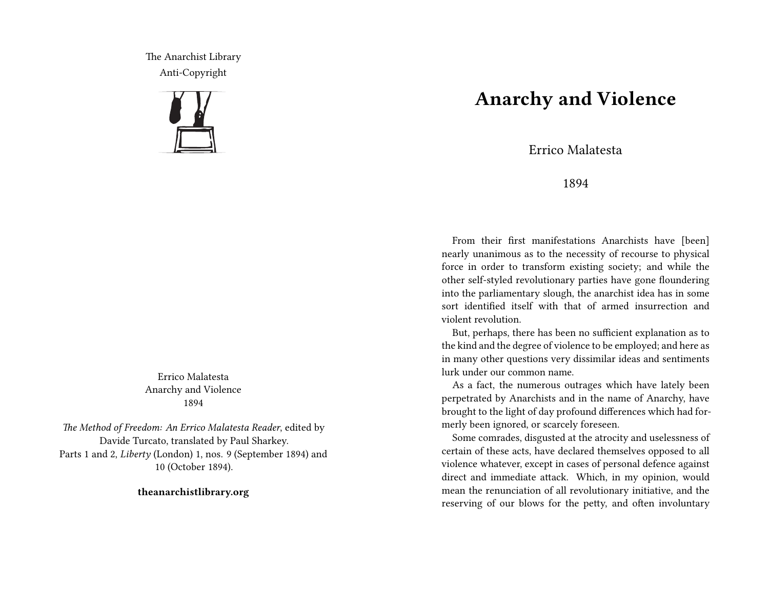The Anarchist Library
Anti-Copyright

Errico Malatesta
Anarchy and Violence
1894

*The Method of Freedom: An Errico Malatesta Reader*, edited by Davide Turcato, translated by Paul Sharkey.
Parts 1 and 2, *Liberty* (London) 1, nos. 9 (September 1894) and 10 (October 1894).

**theanarchistlibrary.org**

# Anarchy and Violence

Errico Malatesta

1894

From their first manifestations Anarchists have [been] nearly unanimous as to the necessity of recourse to physical force in order to transform existing society; and while the other self-styled revolutionary parties have gone floundering into the parliamentary slough, the anarchist idea has in some sort identified itself with that of armed insurrection and violent revolution.

But, perhaps, there has been no sufficient explanation as to the kind and the degree of violence to be employed; and here as in many other questions very dissimilar ideas and sentiments lurk under our common name.

As a fact, the numerous outrages which have lately been perpetrated by Anarchists and in the name of Anarchy, have brought to the light of day profound differences which had formerly been ignored, or scarcely foreseen.

Some comrades, disgusted at the atrocity and uselessness of certain of these acts, have declared themselves opposed to all violence whatever, except in cases of personal defence against direct and immediate attack. Which, in my opinion, would mean the renunciation of all revolutionary initiative, and the reserving of our blows for the petty, and often involuntary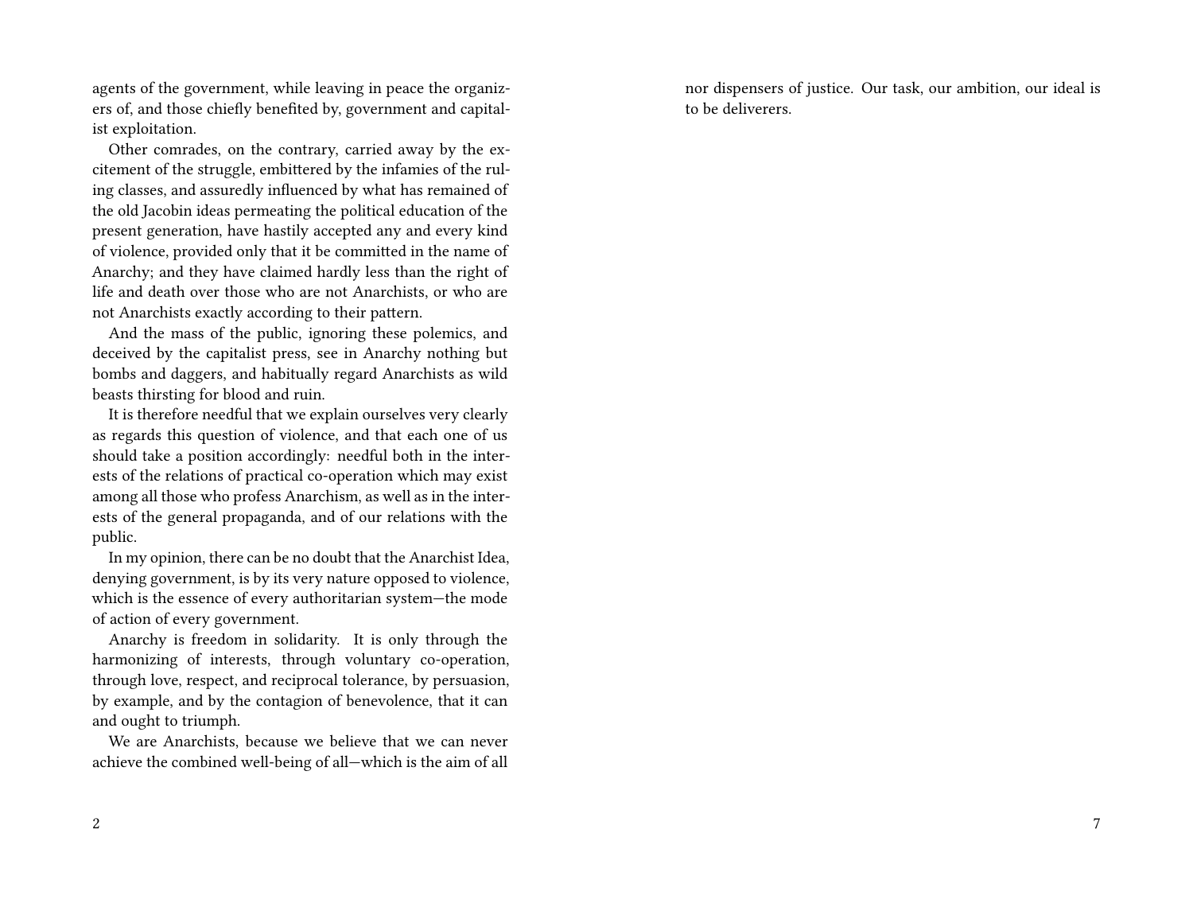agents of the government, while leaving in peace the organizers of, and those chiefly benefited by, government and capitalist exploitation.

Other comrades, on the contrary, carried away by the excitement of the struggle, embittered by the infamies of the ruling classes, and assuredly influenced by what has remained of the old Jacobin ideas permeating the political education of the present generation, have hastily accepted any and every kind of violence, provided only that it be committed in the name of Anarchy; and they have claimed hardly less than the right of life and death over those who are not Anarchists, or who are not Anarchists exactly according to their pattern.

And the mass of the public, ignoring these polemics, and deceived by the capitalist press, see in Anarchy nothing but bombs and daggers, and habitually regard Anarchists as wild beasts thirsting for blood and ruin.

It is therefore needful that we explain ourselves very clearly as regards this question of violence, and that each one of us should take a position accordingly: needful both in the interests of the relations of practical co-operation which may exist among all those who profess Anarchism, as well as in the interests of the general propaganda, and of our relations with the public.

In my opinion, there can be no doubt that the Anarchist Idea, denying government, is by its very nature opposed to violence, which is the essence of every authoritarian system—the mode of action of every government.

Anarchy is freedom in solidarity. It is only through the harmonizing of interests, through voluntary co-operation, through love, respect, and reciprocal tolerance, by persuasion, by example, and by the contagion of benevolence, that it can and ought to triumph.

We are Anarchists, because we believe that we can never achieve the combined well-being of all—which is the aim of all

nor dispensers of justice. Our task, our ambition, our ideal is to be deliverers.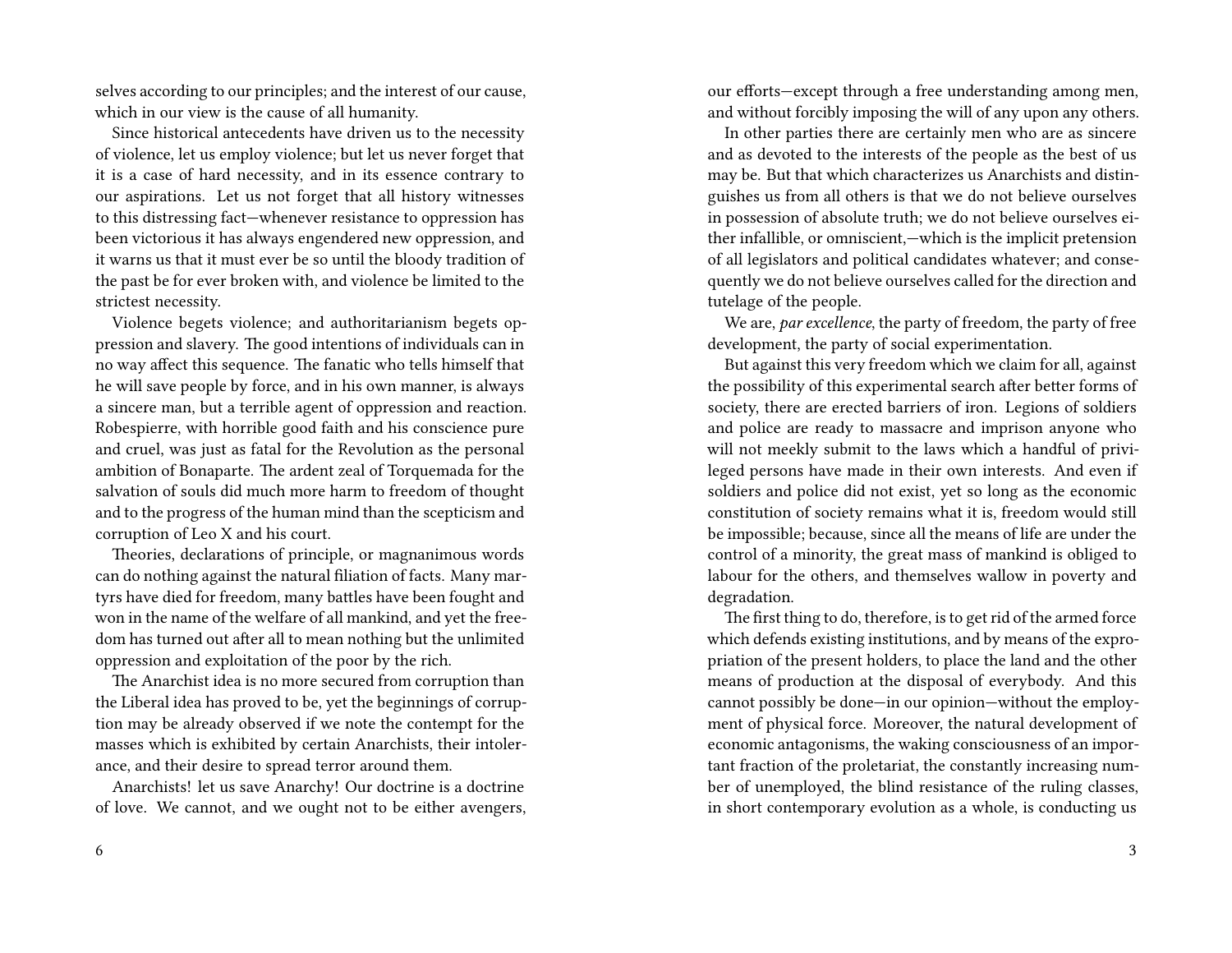selves according to our principles; and the interest of our cause, which in our view is the cause of all humanity.

Since historical antecedents have driven us to the necessity of violence, let us employ violence; but let us never forget that it is a case of hard necessity, and in its essence contrary to our aspirations. Let us not forget that all history witnesses to this distressing fact—whenever resistance to oppression has been victorious it has always engendered new oppression, and it warns us that it must ever be so until the bloody tradition of the past be for ever broken with, and violence be limited to the strictest necessity.

Violence begets violence; and authoritarianism begets oppression and slavery. The good intentions of individuals can in no way affect this sequence. The fanatic who tells himself that he will save people by force, and in his own manner, is always a sincere man, but a terrible agent of oppression and reaction. Robespierre, with horrible good faith and his conscience pure and cruel, was just as fatal for the Revolution as the personal ambition of Bonaparte. The ardent zeal of Torquemada for the salvation of souls did much more harm to freedom of thought and to the progress of the human mind than the scepticism and corruption of Leo X and his court.

Theories, declarations of principle, or magnanimous words can do nothing against the natural filiation of facts. Many martyrs have died for freedom, many battles have been fought and won in the name of the welfare of all mankind, and yet the freedom has turned out after all to mean nothing but the unlimited oppression and exploitation of the poor by the rich.

The Anarchist idea is no more secured from corruption than the Liberal idea has proved to be, yet the beginnings of corruption may be already observed if we note the contempt for the masses which is exhibited by certain Anarchists, their intolerance, and their desire to spread terror around them.

Anarchists! let us save Anarchy! Our doctrine is a doctrine of love. We cannot, and we ought not to be either avengers,

our efforts—except through a free understanding among men, and without forcibly imposing the will of any upon any others.

In other parties there are certainly men who are as sincere and as devoted to the interests of the people as the best of us may be. But that which characterizes us Anarchists and distinguishes us from all others is that we do not believe ourselves in possession of absolute truth; we do not believe ourselves either infallible, or omniscient,—which is the implicit pretension of all legislators and political candidates whatever; and consequently we do not believe ourselves called for the direction and tutelage of the people.

We are, *par excellence*, the party of freedom, the party of free development, the party of social experimentation.

But against this very freedom which we claim for all, against the possibility of this experimental search after better forms of society, there are erected barriers of iron. Legions of soldiers and police are ready to massacre and imprison anyone who will not meekly submit to the laws which a handful of privileged persons have made in their own interests. And even if soldiers and police did not exist, yet so long as the economic constitution of society remains what it is, freedom would still be impossible; because, since all the means of life are under the control of a minority, the great mass of mankind is obliged to labour for the others, and themselves wallow in poverty and degradation.

The first thing to do, therefore, is to get rid of the armed force which defends existing institutions, and by means of the expropriation of the present holders, to place the land and the other means of production at the disposal of everybody. And this cannot possibly be done—in our opinion—without the employment of physical force. Moreover, the natural development of economic antagonisms, the waking consciousness of an important fraction of the proletariat, the constantly increasing number of unemployed, the blind resistance of the ruling classes, in short contemporary evolution as a whole, is conducting us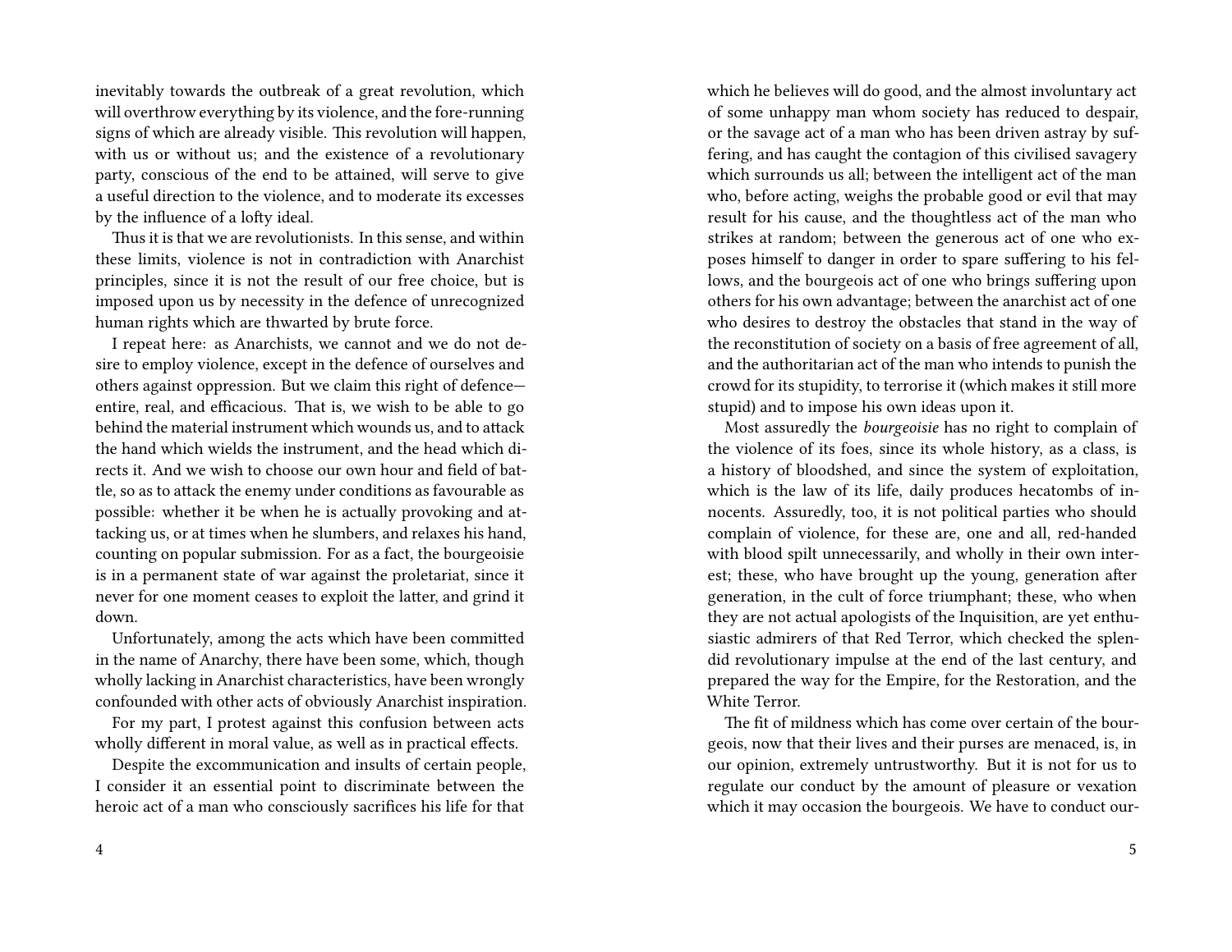inevitably towards the outbreak of a great revolution, which will overthrow everything by its violence, and the fore-running signs of which are already visible. This revolution will happen, with us or without us; and the existence of a revolutionary party, conscious of the end to be attained, will serve to give a useful direction to the violence, and to moderate its excesses by the influence of a lofty ideal.

Thus it is that we are revolutionists. In this sense, and within these limits, violence is not in contradiction with Anarchist principles, since it is not the result of our free choice, but is imposed upon us by necessity in the defence of unrecognized human rights which are thwarted by brute force.

I repeat here: as Anarchists, we cannot and we do not desire to employ violence, except in the defence of ourselves and others against oppression. But we claim this right of defence—entire, real, and efficacious. That is, we wish to be able to go behind the material instrument which wounds us, and to attack the hand which wields the instrument, and the head which directs it. And we wish to choose our own hour and field of battle, so as to attack the enemy under conditions as favourable as possible: whether it be when he is actually provoking and attacking us, or at times when he slumbers, and relaxes his hand, counting on popular submission. For as a fact, the bourgeoisie is in a permanent state of war against the proletariat, since it never for one moment ceases to exploit the latter, and grind it down.

Unfortunately, among the acts which have been committed in the name of Anarchy, there have been some, which, though wholly lacking in Anarchist characteristics, have been wrongly confounded with other acts of obviously Anarchist inspiration.

For my part, I protest against this confusion between acts wholly different in moral value, as well as in practical effects.

Despite the excommunication and insults of certain people, I consider it an essential point to discriminate between the heroic act of a man who consciously sacrifices his life for that which he believes will do good, and the almost involuntary act of some unhappy man whom society has reduced to despair, or the savage act of a man who has been driven astray by suffering, and has caught the contagion of this civilised savagery which surrounds us all; between the intelligent act of the man who, before acting, weighs the probable good or evil that may result for his cause, and the thoughtless act of the man who strikes at random; between the generous act of one who exposes himself to danger in order to spare suffering to his fellows, and the bourgeois act of one who brings suffering upon others for his own advantage; between the anarchist act of one who desires to destroy the obstacles that stand in the way of the reconstitution of society on a basis of free agreement of all, and the authoritarian act of the man who intends to punish the crowd for its stupidity, to terrorise it (which makes it still more stupid) and to impose his own ideas upon it.

Most assuredly the *bourgeoisie* has no right to complain of the violence of its foes, since its whole history, as a class, is a history of bloodshed, and since the system of exploitation, which is the law of its life, daily produces hecatombs of innocents. Assuredly, too, it is not political parties who should complain of violence, for these are, one and all, red-handed with blood spilt unnecessarily, and wholly in their own interest; these, who have brought up the young, generation after generation, in the cult of force triumphant; these, who when they are not actual apologists of the Inquisition, are yet enthusiastic admirers of that Red Terror, which checked the splendid revolutionary impulse at the end of the last century, and prepared the way for the Empire, for the Restoration, and the White Terror.

The fit of mildness which has come over certain of the bourgeois, now that their lives and their purses are menaced, is, in our opinion, extremely untrustworthy. But it is not for us to regulate our conduct by the amount of pleasure or vexation which it may occasion the bourgeois. We have to conduct our-